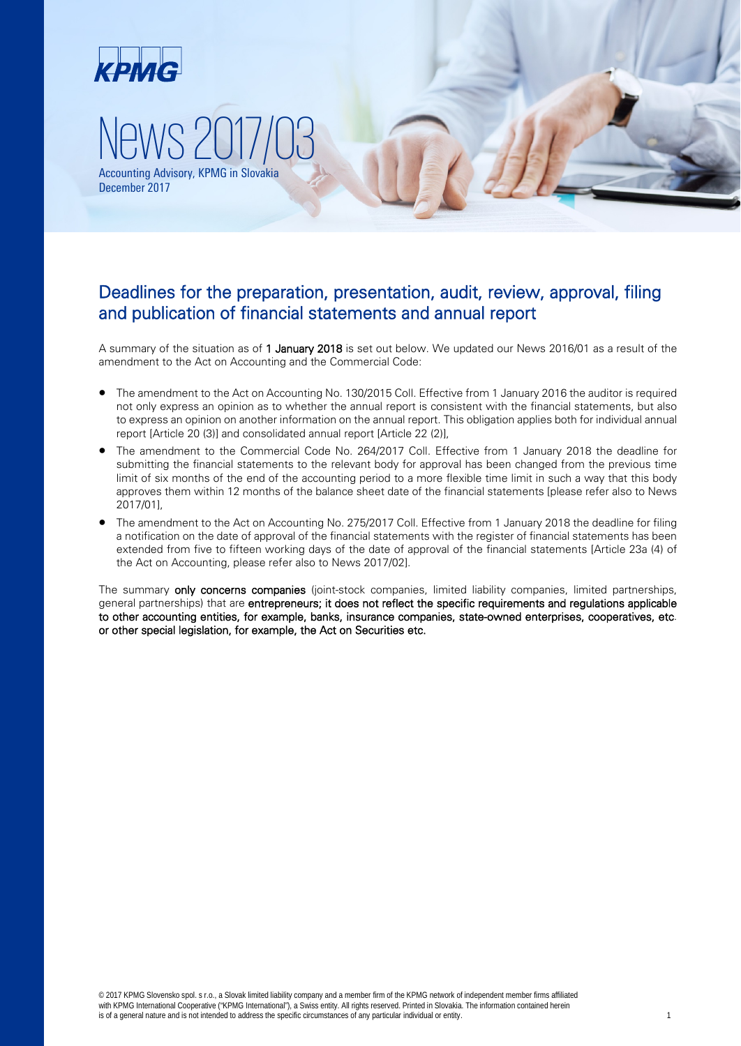KPMG

# News 2017/03

Accounting Advisory, KPMG in Slovakia
December 2017

## Deadlines for the preparation, presentation, audit, review, approval, filing and publication of financial statements and annual report

A summary of the situation as of **1 January 2018** is set out below. We updated our News 2016/01 as a result of the amendment to the Act on Accounting and the Commercial Code:

- The amendment to the Act on Accounting No. 130/2015 Coll. Effective from 1 January 2016 the auditor is required not only express an opinion as to whether the annual report is consistent with the financial statements, but also to express an opinion on another information on the annual report. This obligation applies both for individual annual report [Article 20 (3)] and consolidated annual report [Article 22 (2)],
- The amendment to the Commercial Code No. 264/2017 Coll. Effective from 1 January 2018 the deadline for submitting the financial statements to the relevant body for approval has been changed from the previous time limit of six months of the end of the accounting period to a more flexible time limit in such a way that this body approves them within 12 months of the balance sheet date of the financial statements [please refer also to News 2017/01],
- The amendment to the Act on Accounting No. 275/2017 Coll. Effective from 1 January 2018 the deadline for filing a notification on the date of approval of the financial statements with the register of financial statements has been extended from five to fifteen working days of the date of approval of the financial statements [Article 23a (4) of the Act on Accounting, please refer also to News 2017/02].

The summary **only concerns companies** (joint-stock companies, limited liability companies, limited partnerships, general partnerships) that are **entrepreneurs; it does not reflect the specific requirements and regulations applicable to other accounting entities, for example, banks, insurance companies, state-owned enterprises, cooperatives, etc. or other special legislation, for example, the Act on Securities etc.**

© 2017 KPMG Slovensko spol. s r.o., a Slovak limited liability company and a member firm of the KPMG network of independent member firms affiliated with KPMG International Cooperative ("KPMG International"), a Swiss entity. All rights reserved. Printed in Slovakia. The information contained herein is of a general nature and is not intended to address the specific circumstances of any particular individual or entity.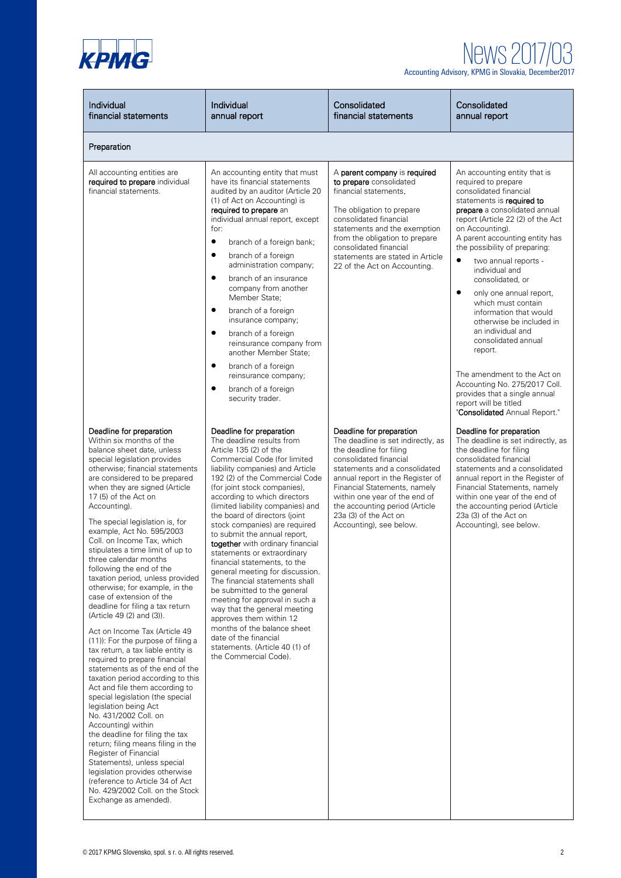| Individual financial statements | Individual annual report | Consolidated financial statements | Consolidated annual report |
|---|---|---|---|
| **Preparation** | | | |
| All accounting entities are **required to prepare** individual financial statements. | An accounting entity that must have its financial statements audited by an auditor (Article 20 (1) of Act on Accounting) is **required to prepare** an individual annual report, except for:<br>• branch of a foreign bank;<br>• branch of a foreign administration company;<br>• branch of an insurance company from another Member State;<br>• branch of a foreign insurance company;<br>• branch of a foreign reinsurance company from another Member State;<br>• branch of a foreign reinsurance company;<br>• branch of a foreign security trader. | A **parent company** is **required to prepare** consolidated financial statements.<br><br>The obligation to prepare consolidated financial statements and the exemption from the obligation to prepare consolidated financial statements are stated in Article 22 of the Act on Accounting. | An accounting entity that is required to prepare consolidated financial statements is **required to prepare** a consolidated annual report (Article 22 (2) of the Act on Accounting).<br>A parent accounting entity has the possibility of preparing:<br>• two annual reports - individual and consolidated, or<br>• only one annual report, which must contain information that would otherwise be included in an individual and consolidated annual report.<br><br>The amendment to the Act on Accounting No. 275/2017 Coll. provides that a single annual report will be titled "**Consolidated** Annual Report." |
| **Deadline for preparation**<br>Within six months of the balance sheet date, unless special legislation provides otherwise; financial statements are considered to be prepared when they are signed (Article 17 (5) of the Act on Accounting).<br><br>The special legislation is, for example, Act No. 595/2003 Coll. on Income Tax, which stipulates a time limit of up to three calendar months following the end of the taxation period, unless provided otherwise; for example, in the case of extension of the deadline for filing a tax return (Article 49 (2) and (3)).<br><br>Act on Income Tax (Article 49 (11)): For the purpose of filing a tax return, a tax liable entity is required to prepare financial statements as of the end of the taxation period according to this Act and file them according to special legislation (the special legislation being Act No. 431/2002 Coll. on Accounting) within the deadline for filing the tax return; filing means filing in the Register of Financial Statements), unless special legislation provides otherwise (reference to Article 34 of Act No. 429/2002 Coll. on the Stock Exchange as amended). | **Deadline for preparation**<br>The deadline results from Article 135 (2) of the Commercial Code (for limited liability companies) and Article 192 (2) of the Commercial Code (for joint stock companies), according to which directors (limited liability companies) and the board of directors (joint stock companies) are required to submit the annual report, **together** with ordinary financial statements or extraordinary financial statements, to the general meeting for discussion. The financial statements shall be submitted to the general meeting for approval in such a way that the general meeting approves them within 12 months of the balance sheet date of the financial statements. (Article 40 (1) of the Commercial Code). | **Deadline for preparation**<br>The deadline is set indirectly, as the deadline for filing consolidated financial statements and a consolidated annual report in the Register of Financial Statements, namely within one year of the end of the accounting period (Article 23a (3) of the Act on Accounting), see below. | **Deadline for preparation**<br>The deadline is set indirectly, as the deadline for filing consolidated financial statements and a consolidated annual report in the Register of Financial Statements, namely within one year of the end of the accounting period (Article 23a (3) of the Act on Accounting), see below. |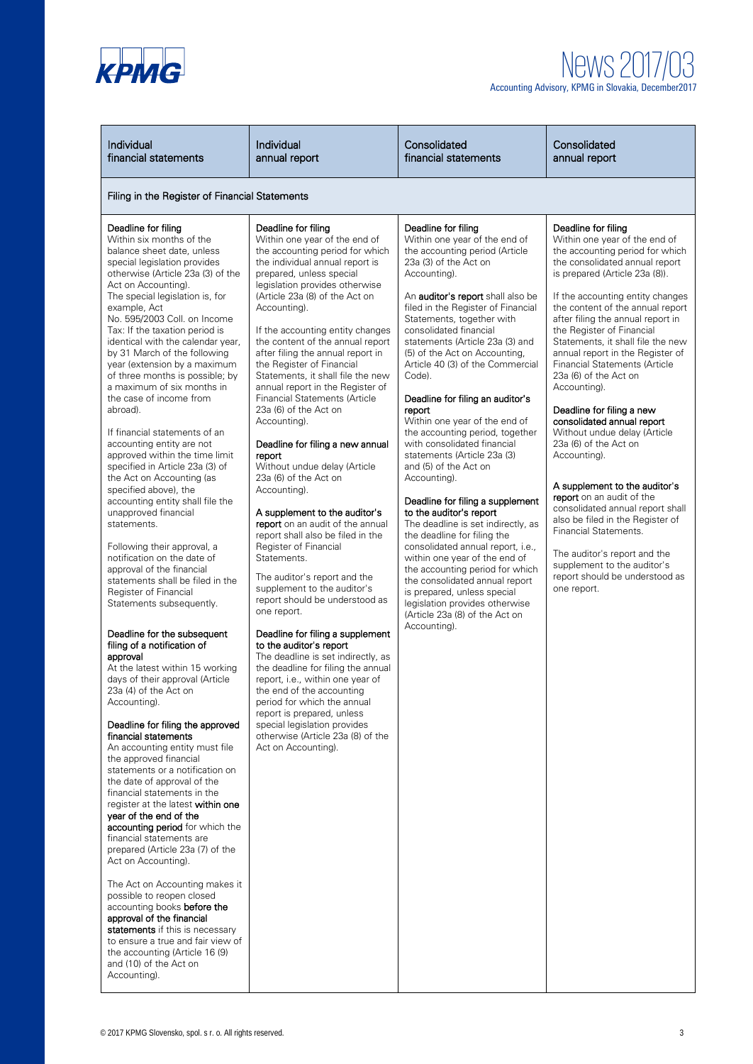| Individual financial statements | Individual annual report | Consolidated financial statements | Consolidated annual report |
|---|---|---|---|
| **Filing in the Register of Financial Statements** | | | |
| Deadline for filing<br>Within six months of the balance sheet date, unless special legislation provides otherwise (Article 23a (3) of the Act on Accounting).<br>The special legislation is, for example, Act No. 595/2003 Coll. on Income Tax: If the taxation period is identical with the calendar year, by 31 March of the following year (extension by a maximum of three months is possible; by a maximum of six months in the case of income from abroad).<br><br>If financial statements of an accounting entity are not approved within the time limit specified in Article 23a (3) of the Act on Accounting (as specified above), the accounting entity shall file the unapproved financial statements.<br><br>Following their approval, a notification on the date of approval of the financial statements shall be filed in the Register of Financial Statements subsequently.<br><br>Deadline for the subsequent filing of a notification of approval<br>At the latest within 15 working days of their approval (Article 23a (4) of the Act on Accounting).<br><br>Deadline for filing the approved financial statements<br>An accounting entity must file the approved financial statements or a notification on the date of approval of the financial statements in the register at the latest **within one year of the end of the accounting period** for which the financial statements are prepared (Article 23a (7) of the Act on Accounting).<br><br>The Act on Accounting makes it possible to reopen closed accounting books **before the approval of the financial statements** if this is necessary to ensure a true and fair view of the accounting (Article 16 (9) and (10) of the Act on Accounting). | Deadline for filing<br>Within one year of the end of the accounting period for which the individual annual report is prepared, unless special legislation provides otherwise (Article 23a (8) of the Act on Accounting).<br><br>If the accounting entity changes the content of the annual report after filing the annual report in the Register of Financial Statements, it shall file the new annual report in the Register of Financial Statements (Article 23a (6) of the Act on Accounting).<br><br>Deadline for filing a new annual report<br>Without undue delay (Article 23a (6) of the Act on Accounting).<br><br>**A supplement to the auditor's report** on an audit of the annual report shall also be filed in the Register of Financial Statements.<br><br>The auditor's report and the supplement to the auditor's report should be understood as one report.<br><br>Deadline for filing a supplement to the auditor's report<br>The deadline is set indirectly, as the deadline for filing the annual report, i.e., within one year of the end of the accounting period for which the annual report is prepared, unless special legislation provides otherwise (Article 23a (8) of the Act on Accounting). | Deadline for filing<br>Within one year of the end of the accounting period (Article 23a (3) of the Act on Accounting).<br><br>An **auditor's report** shall also be filed in the Register of Financial Statements, together with consolidated financial statements (Article 23a (3) and (5) of the Act on Accounting, Article 40 (3) of the Commercial Code).<br><br>Deadline for filing an auditor's report<br>Within one year of the end of the accounting period, together with consolidated financial statements (Article 23a (3) and (5) of the Act on Accounting).<br><br>Deadline for filing a supplement to the auditor's report<br>The deadline is set indirectly, as the deadline for filing the consolidated annual report, i.e., within one year of the end of the accounting period for which the consolidated annual report is prepared, unless special legislation provides otherwise (Article 23a (8) of the Act on Accounting). | Deadline for filing<br>Within one year of the end of the accounting period for which the consolidated annual report is prepared (Article 23a (8)).<br><br>If the accounting entity changes the content of the annual report after filing the annual report in the Register of Financial Statements, it shall file the new annual report in the Register of Financial Statements (Article 23a (6) of the Act on Accounting).<br><br>Deadline for filing a new consolidated annual report<br>Without undue delay (Article 23a (6) of the Act on Accounting).<br><br>**A supplement to the auditor's report** on an audit of the consolidated annual report shall also be filed in the Register of Financial Statements.<br><br>The auditor's report and the supplement to the auditor's report should be understood as one report. |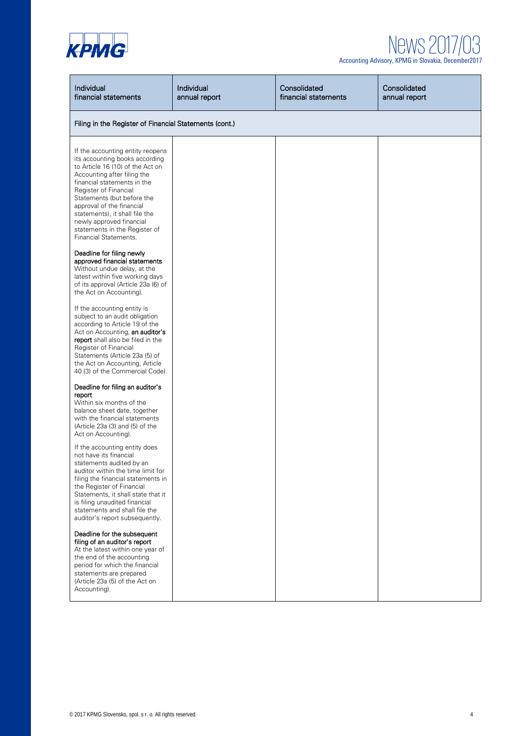| Individual financial statements | Individual annual report | Consolidated financial statements | Consolidated annual report |
|---|---|---|---|
| Filing in the Register of Financial Statements (cont.) | | | |
| If the accounting entity reopens its accounting books according to Article 16 (10) of the Act on Accounting after filing the financial statements in the Register of Financial Statements (but before the approval of the financial statements), it shall file the newly approved financial statements in the Register of Financial Statements.<br><br>**Deadline for filing newly approved financial statements**<br>Without undue delay, at the latest within five working days of its approval (Article 23a (6) of the Act on Accounting).<br><br>If the accounting entity is subject to an audit obligation according to Article 19 of the Act on Accounting, **an auditor's report** shall also be filed in the Register of Financial Statements (Article 23a (5) of the Act on Accounting, Article 40 (3) of the Commercial Code).<br><br>**Deadline for filing an auditor's report**<br>Within six months of the balance sheet date, together with the financial statements (Article 23a (3) and (5) of the Act on Accounting).<br><br>If the accounting entity does not have its financial statements audited by an auditor within the time limit for filing the financial statements in the Register of Financial Statements, it shall state that it is filing unaudited financial statements and shall file the auditor's report subsequently.<br><br>**Deadline for the subsequent filing of an auditor's report**<br>At the latest within one year of the end of the accounting period for which the financial statements are prepared (Article 23a (5) of the Act on Accounting). | | | |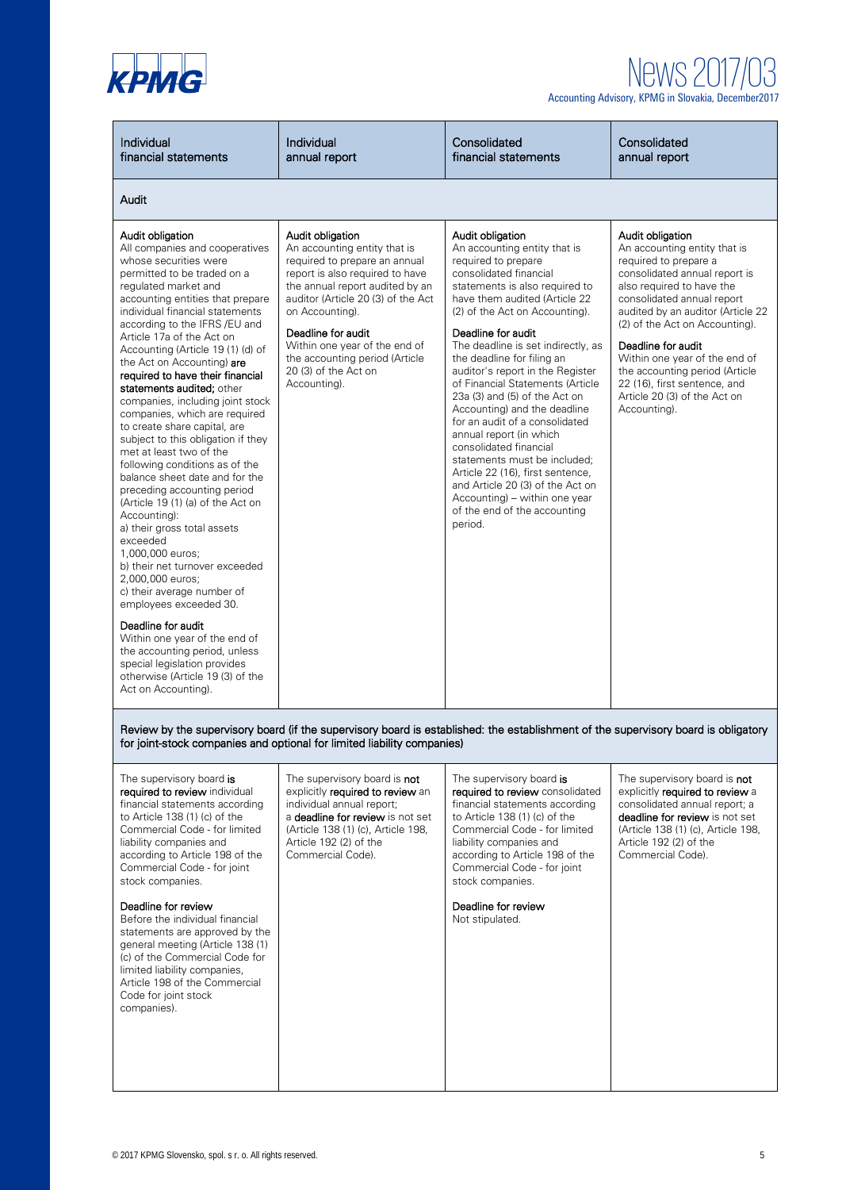| Individual financial statements | Individual annual report | Consolidated financial statements | Consolidated annual report |
|---|---|---|---|
| **Audit** | | | |
| Audit obligation<br>All companies and cooperatives whose securities were permitted to be traded on a regulated market and accounting entities that prepare individual financial statements according to the IFRS /EU and Article 17a of the Act on Accounting (Article 19 (1) (d) of the Act on Accounting) **are required to have their financial statements audited;** other companies, including joint stock companies, which are required to create share capital, are subject to this obligation if they met at least two of the following conditions as of the balance sheet date and for the preceding accounting period (Article 19 (1) (a) of the Act on Accounting):<br>a) their gross total assets exceeded 1,000,000 euros;<br>b) their net turnover exceeded 2,000,000 euros;<br>c) their average number of employees exceeded 30.<br><br>Deadline for audit<br>Within one year of the end of the accounting period, unless special legislation provides otherwise (Article 19 (3) of the Act on Accounting). | Audit obligation<br>An accounting entity that is required to prepare an annual report is also required to have the annual report audited by an auditor (Article 20 (3) of the Act on Accounting).<br><br>Deadline for audit<br>Within one year of the end of the accounting period (Article 20 (3) of the Act on Accounting). | Audit obligation<br>An accounting entity that is required to prepare consolidated financial statements is also required to have them audited (Article 22 (2) of the Act on Accounting).<br><br>Deadline for audit<br>The deadline is set indirectly, as the deadline for filing an auditor's report in the Register of Financial Statements (Article 23a (3) and (5) of the Act on Accounting) and the deadline for an audit of a consolidated annual report (in which consolidated financial statements must be included; Article 22 (16), first sentence, and Article 20 (3) of the Act on Accounting) – within one year of the end of the accounting period. | Audit obligation<br>An accounting entity that is required to prepare a consolidated annual report is also required to have the consolidated annual report audited by an auditor (Article 22 (2) of the Act on Accounting).<br><br>Deadline for audit<br>Within one year of the end of the accounting period (Article 22 (16), first sentence, and Article 20 (3) of the Act on Accounting). |
| **Review by the supervisory board (if the supervisory board is established: the establishment of the supervisory board is obligatory for joint-stock companies and optional for limited liability companies)** | | | |
| The supervisory board **is required to review** individual financial statements according to Article 138 (1) (c) of the Commercial Code - for limited liability companies and according to Article 198 of the Commercial Code - for joint stock companies.<br><br>Deadline for review<br>Before the individual financial statements are approved by the general meeting (Article 138 (1) (c) of the Commercial Code for limited liability companies, Article 198 of the Commercial Code for joint stock companies). | The supervisory board is **not** explicitly **required to review** an individual annual report; a **deadline for review** is not set (Article 138 (1) (c), Article 198, Article 192 (2) of the Commercial Code). | The supervisory board **is required to review** consolidated financial statements according to Article 138 (1) (c) of the Commercial Code - for limited liability companies and according to Article 198 of the Commercial Code - for joint stock companies.<br><br>Deadline for review<br>Not stipulated. | The supervisory board is **not** explicitly **required to review** a consolidated annual report; a **deadline for review** is not set (Article 138 (1) (c), Article 198, Article 192 (2) of the Commercial Code). |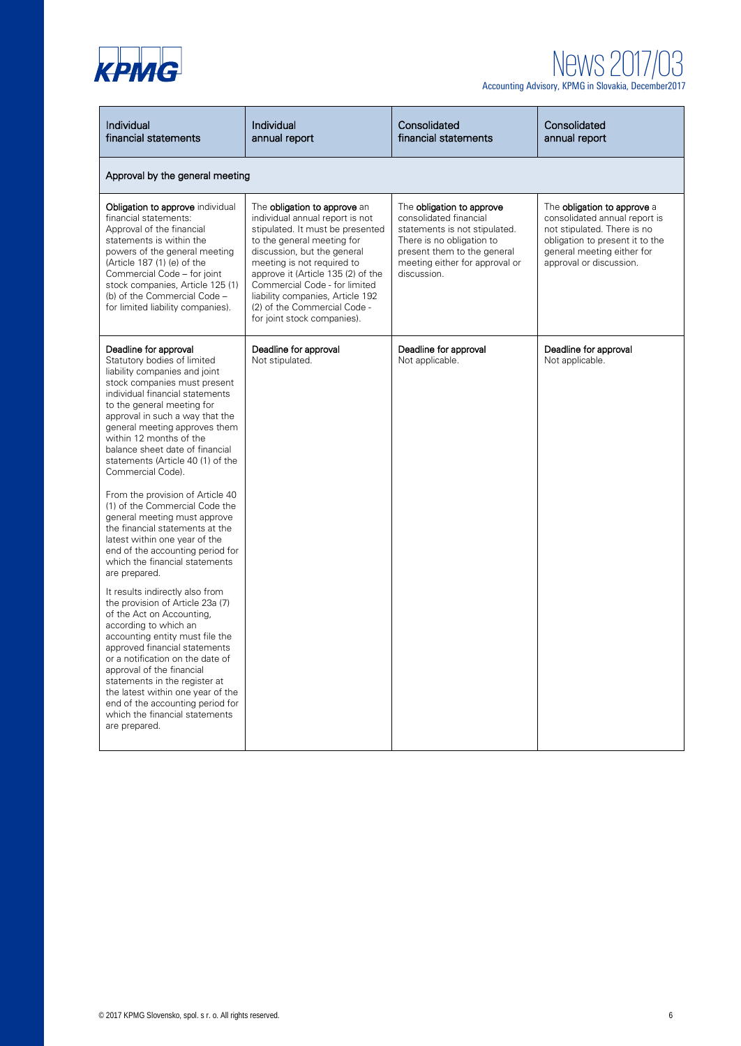| Individual financial statements | Individual annual report | Consolidated financial statements | Consolidated annual report |
|---|---|---|---|
| Approval by the general meeting | | | |
| **Obligation to approve** individual financial statements: Approval of the financial statements is within the powers of the general meeting (Article 187 (1) (e) of the Commercial Code – for joint stock companies, Article 125 (1) (b) of the Commercial Code – for limited liability companies). | The **obligation to approve** an individual annual report is not stipulated. It must be presented to the general meeting for discussion, but the general meeting is not required to approve it (Article 135 (2) of the Commercial Code - for limited liability companies, Article 192 (2) of the Commercial Code - for joint stock companies). | The **obligation to approve** consolidated financial statements is not stipulated. There is no obligation to present them to the general meeting either for approval or discussion. | The **obligation to approve** a consolidated annual report is not stipulated. There is no obligation to present it to the general meeting either for approval or discussion. |
| **Deadline for approval** Statutory bodies of limited liability companies and joint stock companies must present individual financial statements to the general meeting for approval in such a way that the general meeting approves them within 12 months of the balance sheet date of financial statements (Article 40 (1) of the Commercial Code).<br><br>From the provision of Article 40 (1) of the Commercial Code the general meeting must approve the financial statements at the latest within one year of the end of the accounting period for which the financial statements are prepared.<br><br>It results indirectly also from the provision of Article 23a (7) of the Act on Accounting, according to which an accounting entity must file the approved financial statements or a notification on the date of approval of the financial statements in the register at the latest within one year of the end of the accounting period for which the financial statements are prepared. | **Deadline for approval** Not stipulated. | **Deadline for approval** Not applicable. | **Deadline for approval** Not applicable. |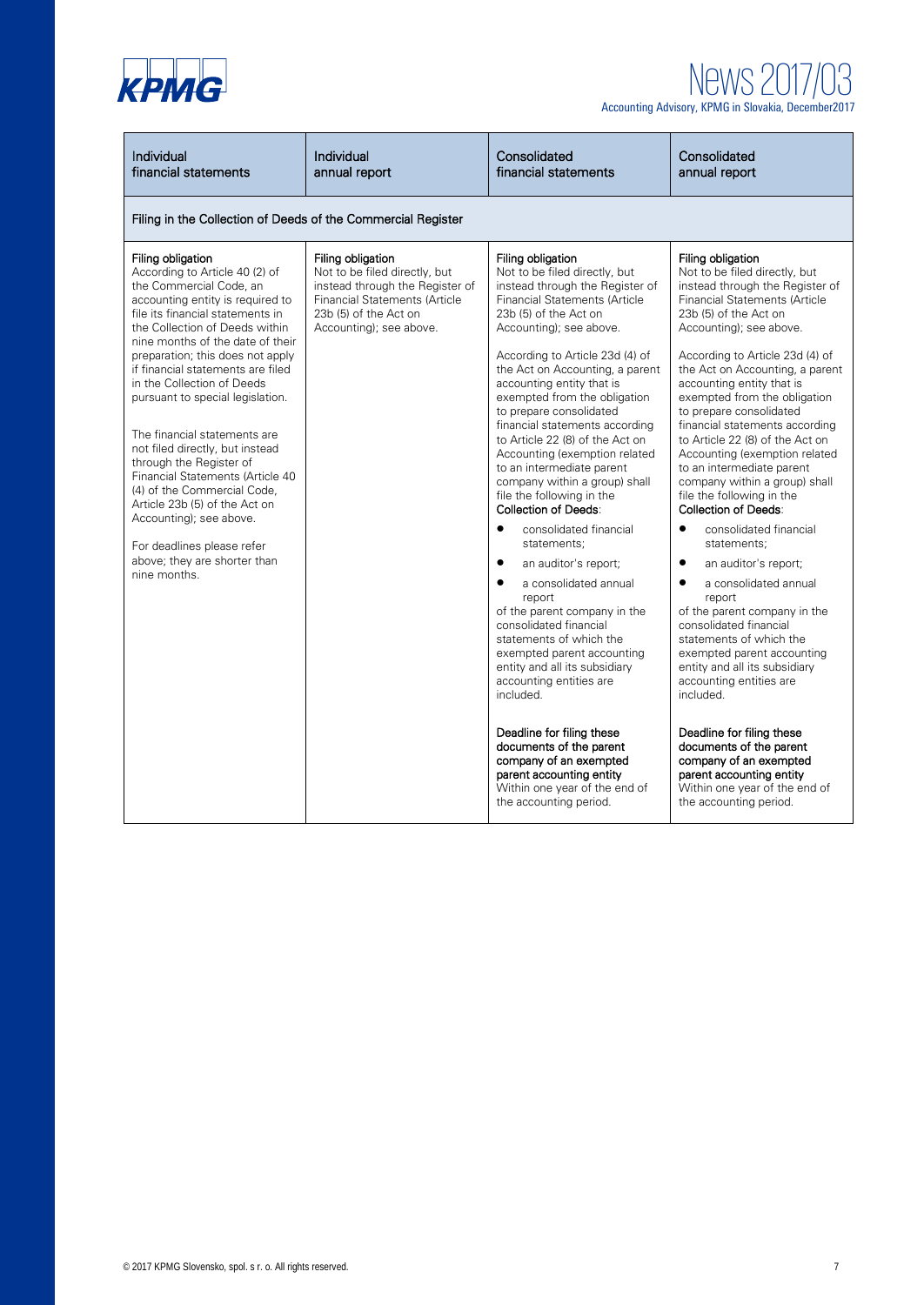| Individual financial statements | Individual annual report | Consolidated financial statements | Consolidated annual report |
|---|---|---|---|
| **Filing in the Collection of Deeds of the Commercial Register** | | | |
| **Filing obligation**<br>According to Article 40 (2) of the Commercial Code, an accounting entity is required to file its financial statements in the Collection of Deeds within nine months of the date of their preparation; this does not apply if financial statements are filed in the Collection of Deeds pursuant to special legislation.<br><br>The financial statements are not filed directly, but instead through the Register of Financial Statements (Article 40 (4) of the Commercial Code, Article 23b (5) of the Act on Accounting); see above.<br><br>For deadlines please refer above; they are shorter than nine months. | **Filing obligation**<br>Not to be filed directly, but instead through the Register of Financial Statements (Article 23b (5) of the Act on Accounting); see above. | **Filing obligation**<br>Not to be filed directly, but instead through the Register of Financial Statements (Article 23b (5) of the Act on Accounting); see above.<br><br>According to Article 23d (4) of the Act on Accounting, a parent accounting entity that is exempted from the obligation to prepare consolidated financial statements according to Article 22 (8) of the Act on Accounting (exemption related to an intermediate parent company within a group) shall file the following in the **Collection of Deeds**:<br>• consolidated financial statements;<br>• an auditor's report;<br>• a consolidated annual report<br>of the parent company in the consolidated financial statements of which the exempted parent accounting entity and all its subsidiary accounting entities are included.<br><br>**Deadline for filing these documents of the parent company of an exempted parent accounting entity**<br>Within one year of the end of the accounting period. | **Filing obligation**<br>Not to be filed directly, but instead through the Register of Financial Statements (Article 23b (5) of the Act on Accounting); see above.<br><br>According to Article 23d (4) of the Act on Accounting, a parent accounting entity that is exempted from the obligation to prepare consolidated financial statements according to Article 22 (8) of the Act on Accounting (exemption related to an intermediate parent company within a group) shall file the following in the **Collection of Deeds**:<br>• consolidated financial statements;<br>• an auditor's report;<br>• a consolidated annual report<br>of the parent company in the consolidated financial statements of which the exempted parent accounting entity and all its subsidiary accounting entities are included.<br><br>**Deadline for filing these documents of the parent company of an exempted parent accounting entity**<br>Within one year of the end of the accounting period. |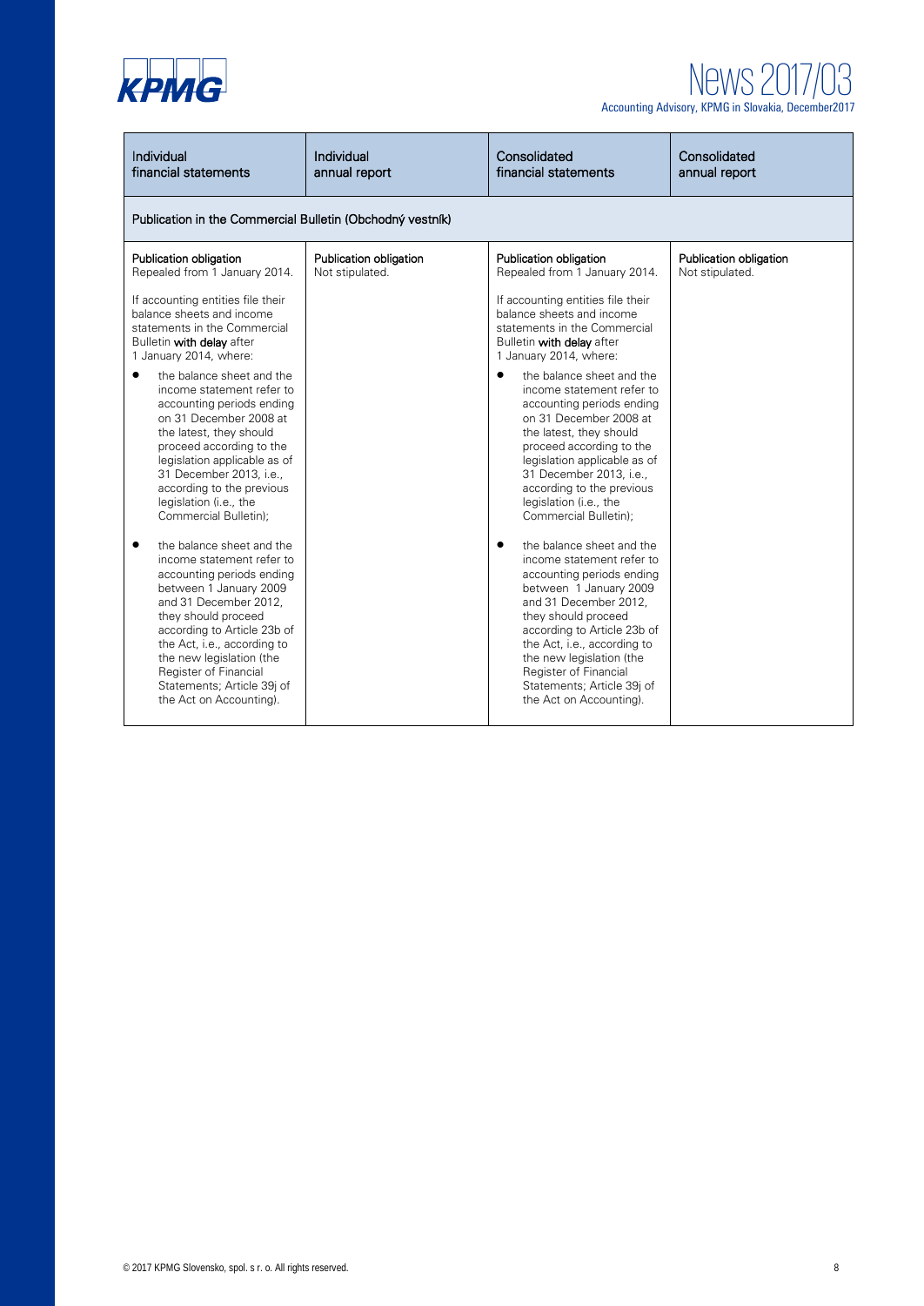| Individual financial statements | Individual annual report | Consolidated financial statements | Consolidated annual report |
|---|---|---|---|
| Publication in the Commercial Bulletin (Obchodný vestník) | | | |
| **Publication obligation**<br>Repealed from 1 January 2014.<br><br>If accounting entities file their balance sheets and income statements in the Commercial Bulletin **with delay** after 1 January 2014, where:<br><br>• the balance sheet and the income statement refer to accounting periods ending on 31 December 2008 at the latest, they should proceed according to the legislation applicable as of 31 December 2013, i.e., according to the previous legislation (i.e., the Commercial Bulletin);<br><br>• the balance sheet and the income statement refer to accounting periods ending between 1 January 2009 and 31 December 2012, they should proceed according to Article 23b of the Act, i.e., according to the new legislation (the Register of Financial Statements; Article 39j of the Act on Accounting). | **Publication obligation**<br>Not stipulated. | **Publication obligation**<br>Repealed from 1 January 2014.<br><br>If accounting entities file their balance sheets and income statements in the Commercial Bulletin **with delay** after 1 January 2014, where:<br><br>• the balance sheet and the income statement refer to accounting periods ending on 31 December 2008 at the latest, they should proceed according to the legislation applicable as of 31 December 2013, i.e., according to the previous legislation (i.e., the Commercial Bulletin);<br><br>• the balance sheet and the income statement refer to accounting periods ending between 1 January 2009 and 31 December 2012, they should proceed according to Article 23b of the Act, i.e., according to the new legislation (the Register of Financial Statements; Article 39j of the Act on Accounting). | **Publication obligation**<br>Not stipulated. |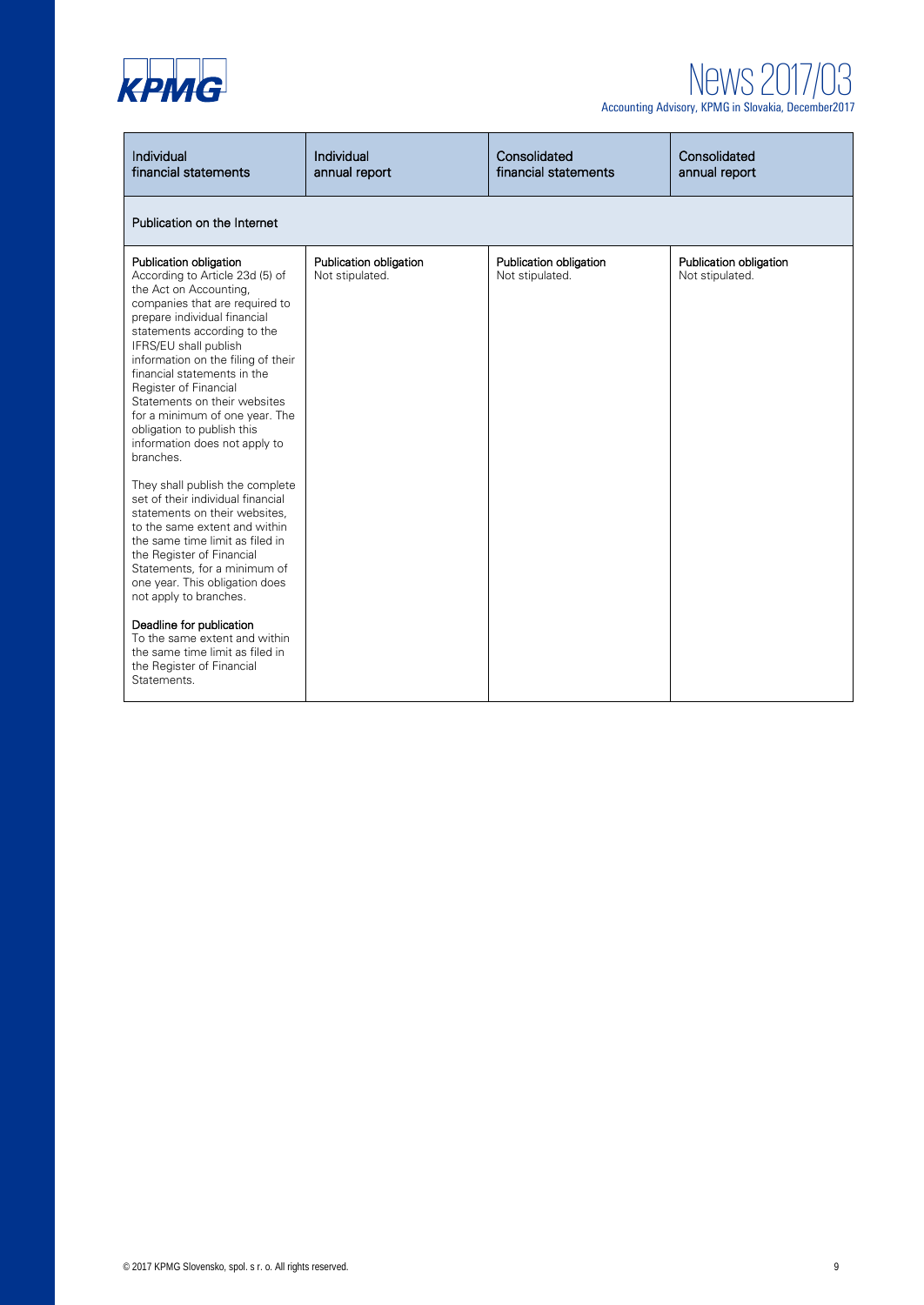| Individual financial statements | Individual annual report | Consolidated financial statements | Consolidated annual report |
|---|---|---|---|
| **Publication on the Internet** | | | |
| Publication obligation<br>According to Article 23d (5) of the Act on Accounting, companies that are required to prepare individual financial statements according to the IFRS/EU shall publish information on the filing of their financial statements in the Register of Financial Statements on their websites for a minimum of one year. The obligation to publish this information does not apply to branches.<br><br>They shall publish the complete set of their individual financial statements on their websites, to the same extent and within the same time limit as filed in the Register of Financial Statements, for a minimum of one year. This obligation does not apply to branches.<br><br>Deadline for publication<br>To the same extent and within the same time limit as filed in the Register of Financial Statements. | Publication obligation<br>Not stipulated. | Publication obligation<br>Not stipulated. | Publication obligation<br>Not stipulated. |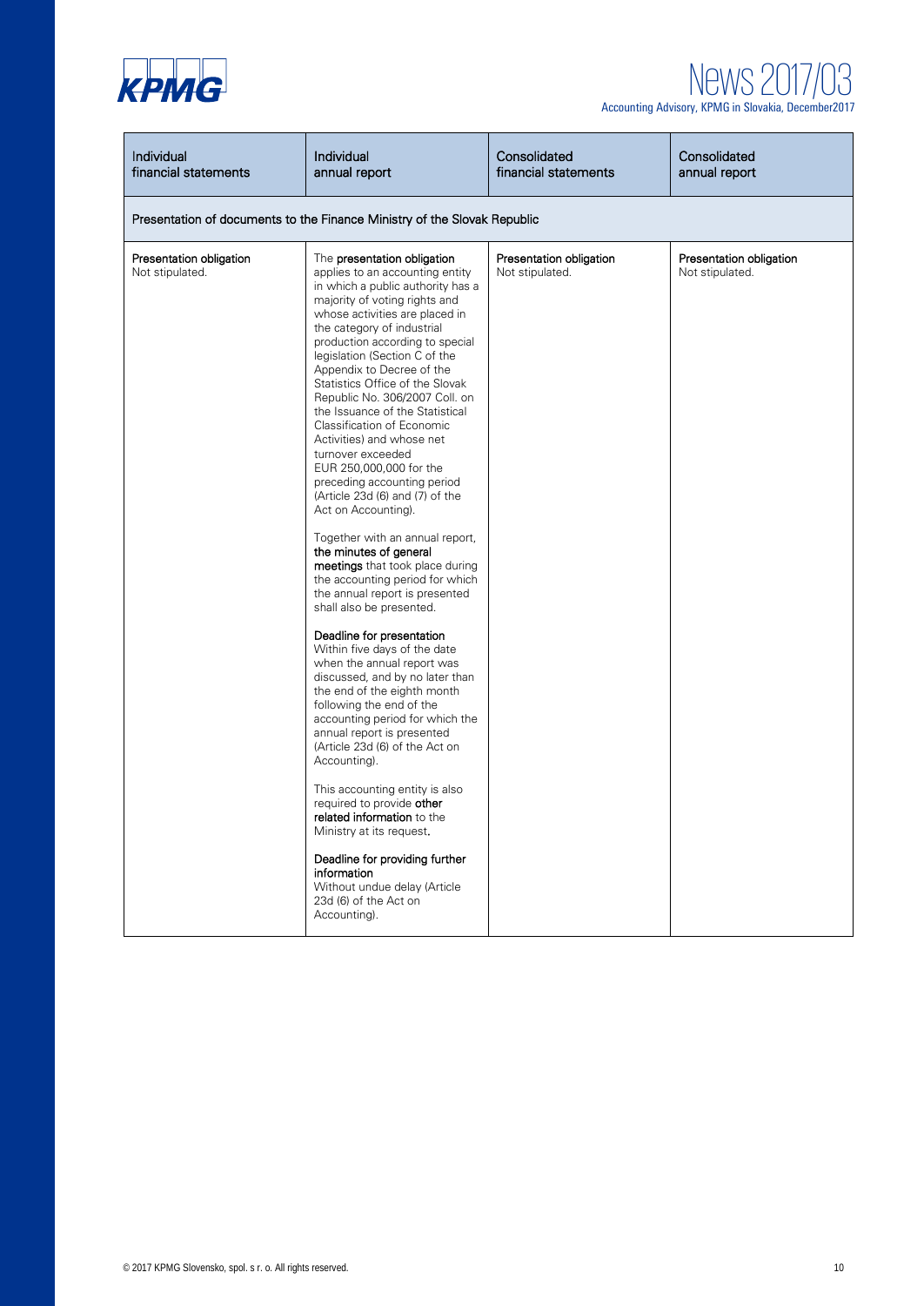| Individual financial statements | Individual annual report | Consolidated financial statements | Consolidated annual report |
|---|---|---|---|
| **Presentation of documents to the Finance Ministry of the Slovak Republic** | | | |
| **Presentation obligation**<br>Not stipulated. | The **presentation obligation** applies to an accounting entity in which a public authority has a majority of voting rights and whose activities are placed in the category of industrial production according to special legislation (Section C of the Appendix to Decree of the Statistics Office of the Slovak Republic No. 306/2007 Coll. on the Issuance of the Statistical Classification of Economic Activities) and whose net turnover exceeded EUR 250,000,000 for the preceding accounting period (Article 23d (6) and (7) of the Act on Accounting).<br><br>Together with an annual report, **the minutes of general meetings** that took place during the accounting period for which the annual report is presented shall also be presented.<br><br>**Deadline for presentation**<br>Within five days of the date when the annual report was discussed, and by no later than the end of the eighth month following the end of the accounting period for which the annual report is presented (Article 23d (6) of the Act on Accounting).<br><br>This accounting entity is also required to provide **other related information** to the Ministry at its request.<br><br>**Deadline for providing further information**<br>Without undue delay (Article 23d (6) of the Act on Accounting). | **Presentation obligation**<br>Not stipulated. | **Presentation obligation**<br>Not stipulated. |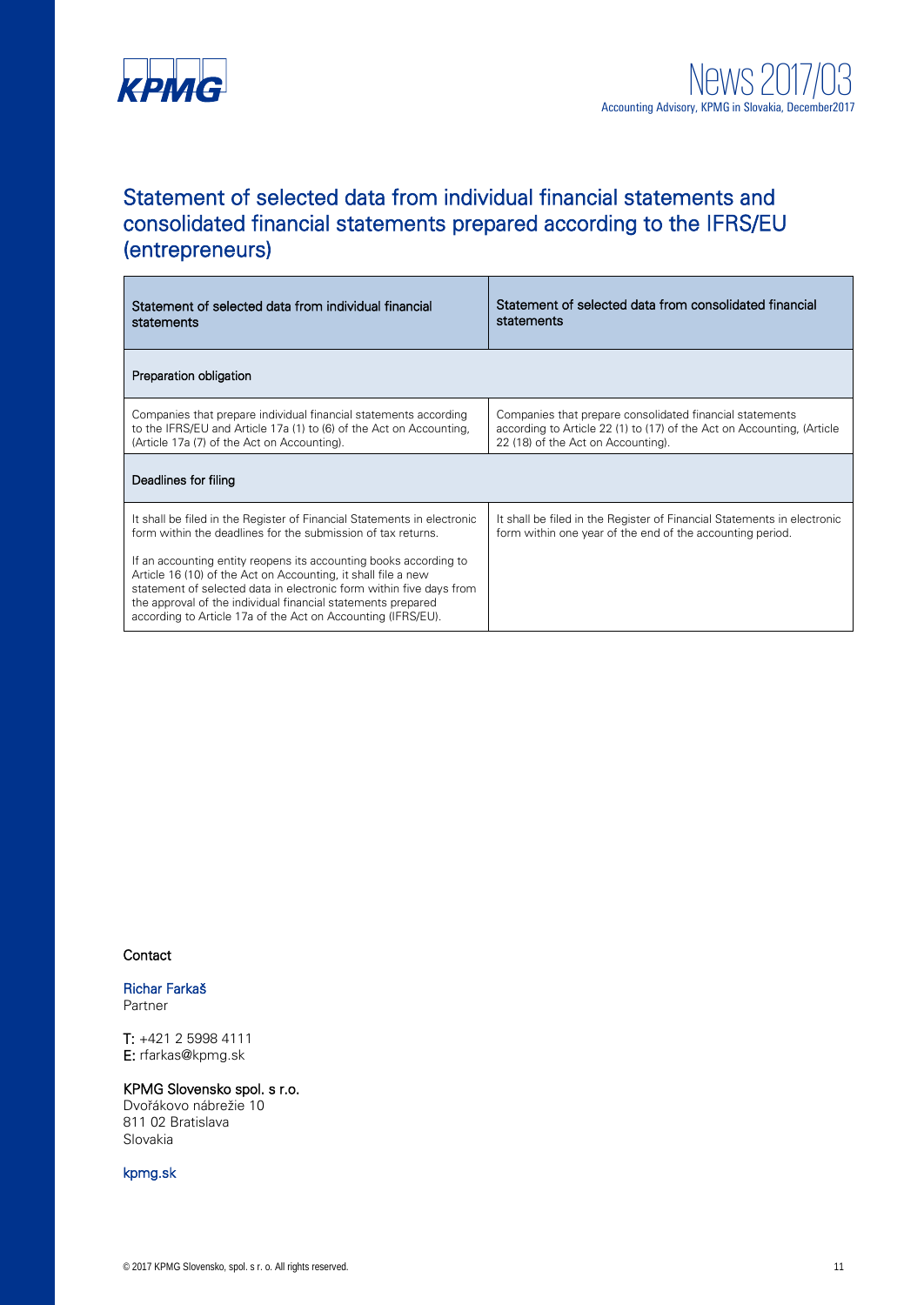## Statement of selected data from individual financial statements and consolidated financial statements prepared according to the IFRS/EU (entrepreneurs)

| Statement of selected data from individual financial statements | Statement of selected data from consolidated financial statements |
|---|---|
| **Preparation obligation** | |
| Companies that prepare individual financial statements according to the IFRS/EU and Article 17a (1) to (6) of the Act on Accounting, (Article 17a (7) of the Act on Accounting). | Companies that prepare consolidated financial statements according to Article 22 (1) to (17) of the Act on Accounting, (Article 22 (18) of the Act on Accounting). |
| **Deadlines for filing** | |
| It shall be filed in the Register of Financial Statements in electronic form within the deadlines for the submission of tax returns.<br><br>If an accounting entity reopens its accounting books according to Article 16 (10) of the Act on Accounting, it shall file a new statement of selected data in electronic form within five days from the approval of the individual financial statements prepared according to Article 17a of the Act on Accounting (IFRS/EU). | It shall be filed in the Register of Financial Statements in electronic form within one year of the end of the accounting period. |

Contact

Richar Farkaš
Partner

T: +421 2 5998 4111
E: rfarkas@kpmg.sk

KPMG Slovensko spol. s r.o.
Dvořákovo nábrežie 10
811 02 Bratislava
Slovakia

kpmg.sk

© 2017 KPMG Slovensko, spol. s r. o. All rights reserved.